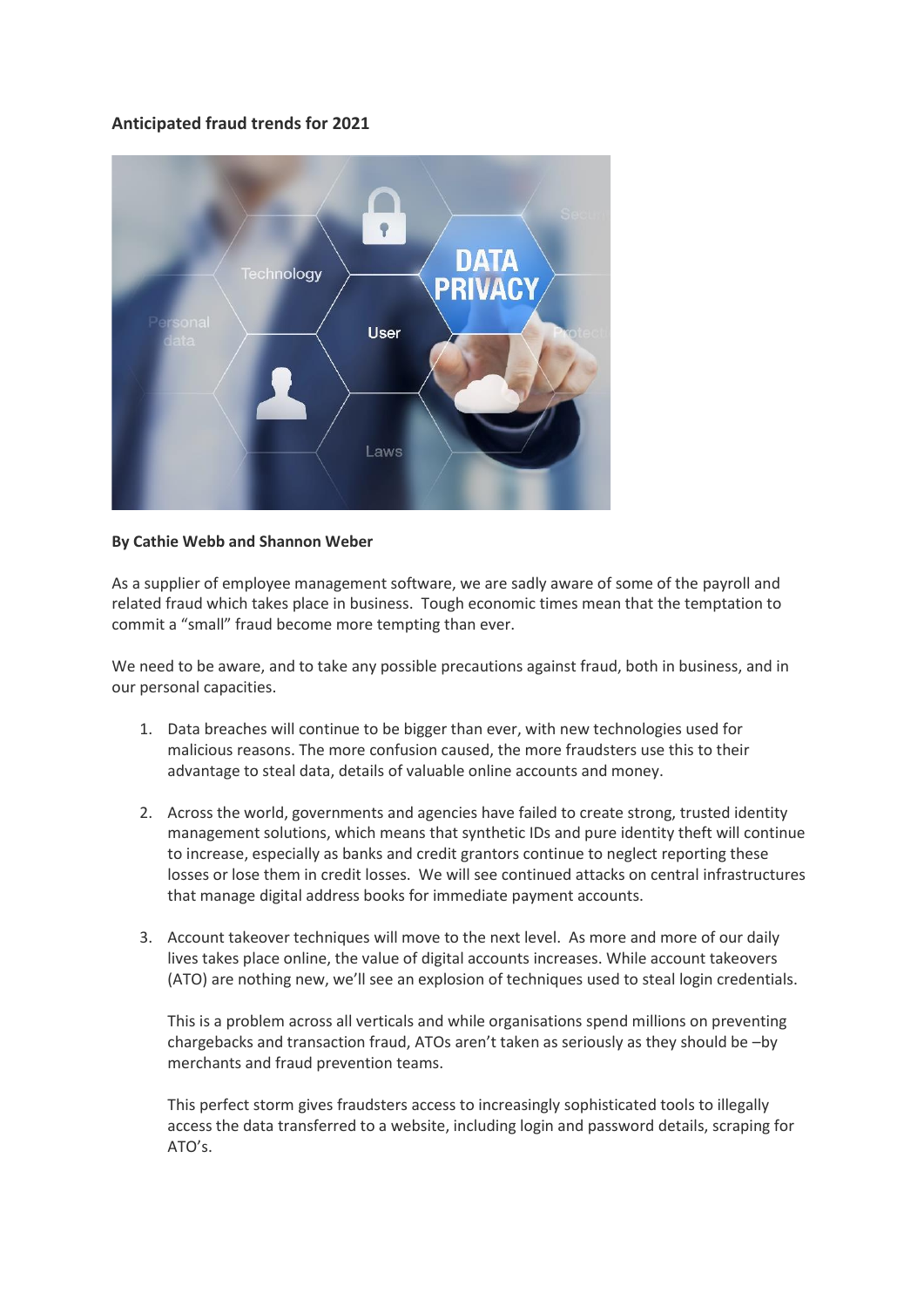## Anticipated fraud trends for 2021

**By Cathie Webb and Shannon Weber**

As a supplier of employee management software, we are sadly aware of some of the payroll and related fraud which takes place in business. Tough economic times mean that the temptation to commit a "small" fraud become more tempting than ever.

We need to be aware, and to take any possible precautions against fraud, both in business, and in our personal capacities.

1. Data breaches will continue to be bigger than ever, with new technologies used for malicious reasons. The more confusion caused, the more fraudsters use this to their advantage to steal data, details of valuable online accounts and money.

2. Across the world, governments and agencies have failed to create strong, trusted identity management solutions, which means that synthetic IDs and pure identity theft will continue to increase, especially as banks and credit grantors continue to neglect reporting these losses or lose them in credit losses. We will see continued attacks on central infrastructures that manage digital address books for immediate payment accounts.

3. Account takeover techniques will move to the next level. As more and more of our daily lives takes place online, the value of digital accounts increases. While account takeovers (ATO) are nothing new, we'll see an explosion of techniques used to steal login credentials.

   This is a problem across all verticals and while organisations spend millions on preventing chargebacks and transaction fraud, ATOs aren't taken as seriously as they should be –by merchants and fraud prevention teams.

   This perfect storm gives fraudsters access to increasingly sophisticated tools to illegally access the data transferred to a website, including login and password details, scraping for ATO's.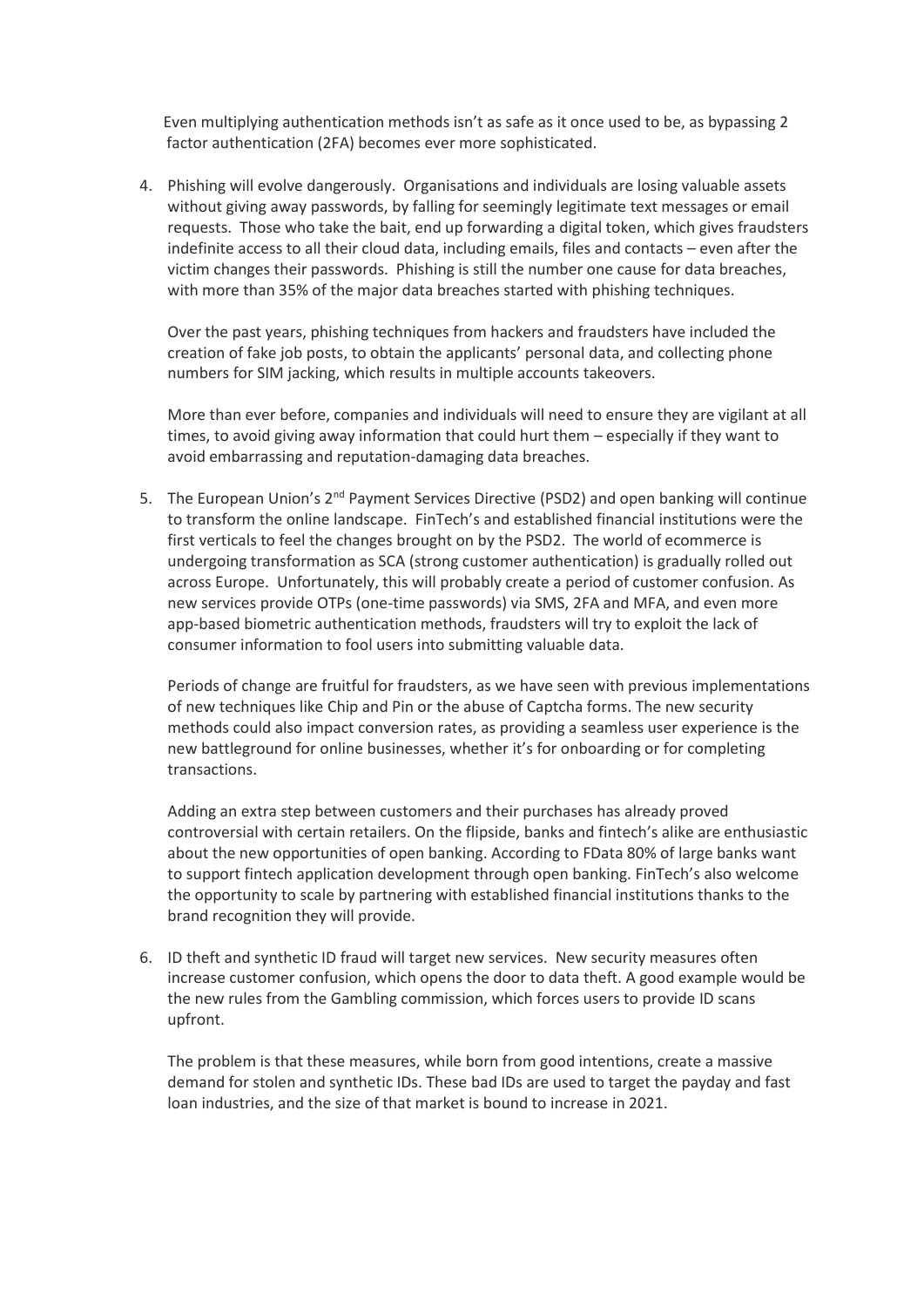Even multiplying authentication methods isn't as safe as it once used to be, as bypassing 2 factor authentication (2FA) becomes ever more sophisticated.

4. Phishing will evolve dangerously. Organisations and individuals are losing valuable assets without giving away passwords, by falling for seemingly legitimate text messages or email requests. Those who take the bait, end up forwarding a digital token, which gives fraudsters indefinite access to all their cloud data, including emails, files and contacts – even after the victim changes their passwords. Phishing is still the number one cause for data breaches, with more than 35% of the major data breaches started with phishing techniques.

   Over the past years, phishing techniques from hackers and fraudsters have included the creation of fake job posts, to obtain the applicants' personal data, and collecting phone numbers for SIM jacking, which results in multiple accounts takeovers.

   More than ever before, companies and individuals will need to ensure they are vigilant at all times, to avoid giving away information that could hurt them – especially if they want to avoid embarrassing and reputation-damaging data breaches.

5. The European Union's 2nd Payment Services Directive (PSD2) and open banking will continue to transform the online landscape. FinTech's and established financial institutions were the first verticals to feel the changes brought on by the PSD2. The world of ecommerce is undergoing transformation as SCA (strong customer authentication) is gradually rolled out across Europe. Unfortunately, this will probably create a period of customer confusion. As new services provide OTPs (one-time passwords) via SMS, 2FA and MFA, and even more app-based biometric authentication methods, fraudsters will try to exploit the lack of consumer information to fool users into submitting valuable data.

   Periods of change are fruitful for fraudsters, as we have seen with previous implementations of new techniques like Chip and Pin or the abuse of Captcha forms. The new security methods could also impact conversion rates, as providing a seamless user experience is the new battleground for online businesses, whether it's for onboarding or for completing transactions.

   Adding an extra step between customers and their purchases has already proved controversial with certain retailers. On the flipside, banks and fintech's alike are enthusiastic about the new opportunities of open banking. According to FData 80% of large banks want to support fintech application development through open banking. FinTech's also welcome the opportunity to scale by partnering with established financial institutions thanks to the brand recognition they will provide.

6. ID theft and synthetic ID fraud will target new services. New security measures often increase customer confusion, which opens the door to data theft. A good example would be the new rules from the Gambling commission, which forces users to provide ID scans upfront.

   The problem is that these measures, while born from good intentions, create a massive demand for stolen and synthetic IDs. These bad IDs are used to target the payday and fast loan industries, and the size of that market is bound to increase in 2021.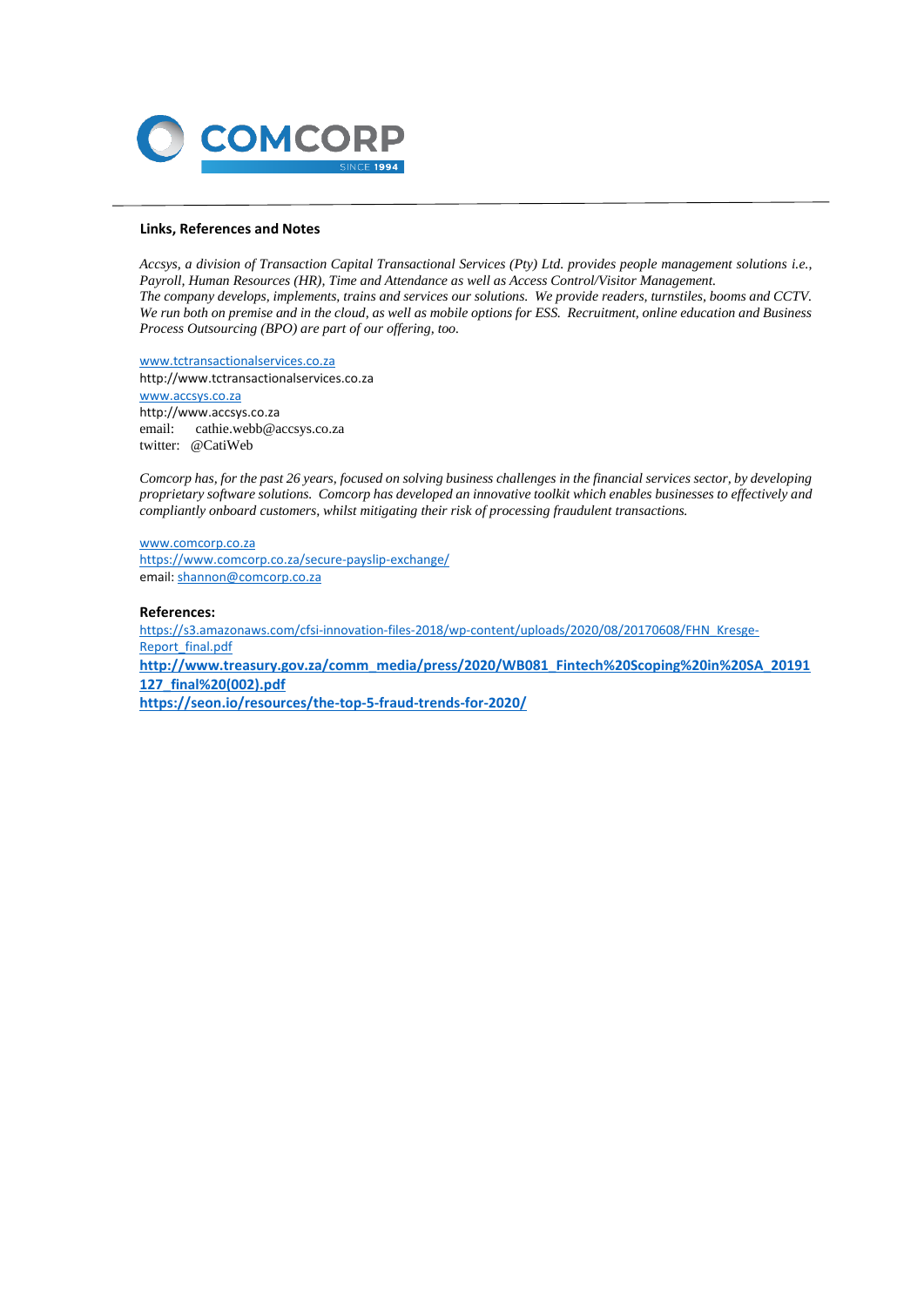**Links, References and Notes**

*Accsys, a division of Transaction Capital Transactional Services (Pty) Ltd. provides people management solutions i.e., Payroll, Human Resources (HR), Time and Attendance as well as Access Control/Visitor Management. The company develops, implements, trains and services our solutions. We provide readers, turnstiles, booms and CCTV. We run both on premise and in the cloud, as well as mobile options for ESS. Recruitment, online education and Business Process Outsourcing (BPO) are part of our offering, too.*

www.tctransactionalservices.co.za
http://www.tctransactionalservices.co.za
www.accsys.co.za
http://www.accsys.co.za
email: cathie.webb@accsys.co.za
twitter: @CatiWeb

*Comcorp has, for the past 26 years, focused on solving business challenges in the financial services sector, by developing proprietary software solutions. Comcorp has developed an innovative toolkit which enables businesses to effectively and compliantly onboard customers, whilst mitigating their risk of processing fraudulent transactions.*

www.comcorp.co.za
https://www.comcorp.co.za/secure-payslip-exchange/
email: shannon@comcorp.co.za

**References:**

https://s3.amazonaws.com/cfsi-innovation-files-2018/wp-content/uploads/2020/08/20170608/FHN_Kresge-Report_final.pdf
**http://www.treasury.gov.za/comm_media/press/2020/WB081_Fintech%20Scoping%20in%20SA_20191127_final%20(002).pdf**
**https://seon.io/resources/the-top-5-fraud-trends-for-2020/**